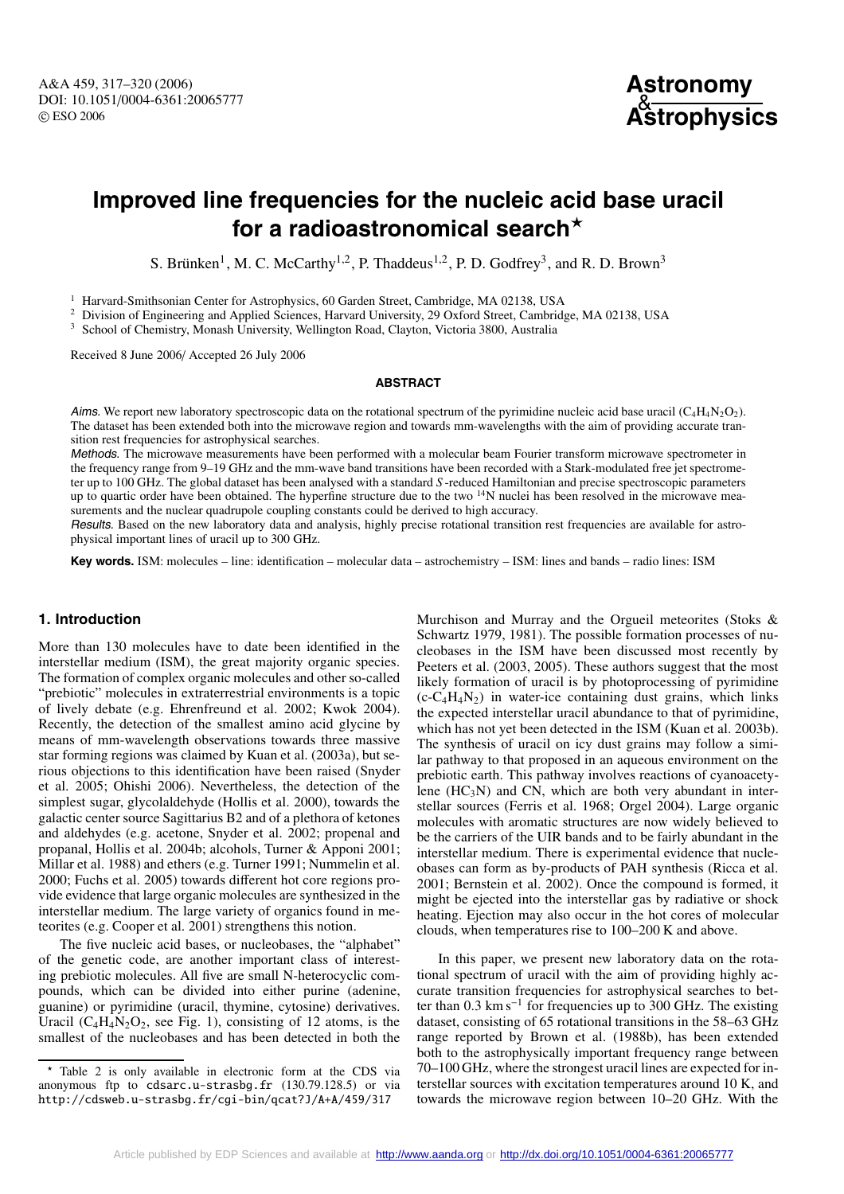# Improved line frequencies for the nucleic acid base uracil for a radioastronomical search*

S. Brünken[1], M. C. McCarthy[1,2], P. Thaddeus[1,2], P. D. Godfrey[3], and R. D. Brown[3]

[1] Harvard-Smithsonian Center for Astrophysics, 60 Garden Street, Cambridge, MA 02138, USA

[2] Division of Engineering and Applied Sciences, Harvard University, 29 Oxford Street, Cambridge, MA 02138, USA

[3] School of Chemistry, Monash University, Wellington Road, Clayton, Victoria 3800, Australia

Received 8 June 2006/ Accepted 26 July 2006

### ABSTRACT

*Aims.* We report new laboratory spectroscopic data on the rotational spectrum of the pyrimidine nucleic acid base uracil ($C_4H_4N_2O_2$). The dataset has been extended both into the microwave region and towards mm-wavelengths with the aim of providing accurate transition rest frequencies for astrophysical searches.

*Methods.* The microwave measurements have been performed with a molecular beam Fourier transform microwave spectrometer in the frequency range from 9–19 GHz and the mm-wave band transitions have been recorded with a Stark-modulated free jet spectrometer up to 100 GHz. The global dataset has been analysed with a standard *S*-reduced Hamiltonian and precise spectroscopic parameters up to quartic order have been obtained. The hyperfine structure due to the two $^{14}N$ nuclei has been resolved in the microwave measurements and the nuclear quadrupole coupling constants could be derived to high accuracy.

*Results.* Based on the new laboratory data and analysis, highly precise rotational transition rest frequencies are available for astrophysical important lines of uracil up to 300 GHz.

**Key words.** ISM: molecules – line: identification – molecular data – astrochemistry – ISM: lines and bands – radio lines: ISM

## 1. Introduction

More than 130 molecules have to date been identified in the interstellar medium (ISM), the great majority organic species. The formation of complex organic molecules and other so-called "prebiotic" molecules in extraterrestrial environments is a topic of lively debate (e.g. Ehrenfreund et al. 2002; Kwok 2004). Recently, the detection of the smallest amino acid glycine by means of mm-wavelength observations towards three massive star forming regions was claimed by Kuan et al. (2003a), but serious objections to this identification have been raised (Snyder et al. 2005; Ohishi 2006). Nevertheless, the detection of the simplest sugar, glycolaldehyde (Hollis et al. 2000), towards the galactic center source Sagittarius B2 and of a plethora of ketones and aldehydes (e.g. acetone, Snyder et al. 2002; propenal and propanal, Hollis et al. 2004b; alcohols, Turner & Apponi 2001; Millar et al. 1988) and ethers (e.g. Turner 1991; Nummelin et al. 2000; Fuchs et al. 2005) towards different hot core regions provide evidence that large organic molecules are synthesized in the interstellar medium. The large variety of organics found in meteorites (e.g. Cooper et al. 2001) strengthens this notion.

The five nucleic acid bases, or nucleobases, the "alphabet" of the genetic code, are another important class of interesting prebiotic molecules. All five are small N-heterocyclic compounds, which can be divided into either purine (adenine, guanine) or pyrimidine (uracil, thymine, cytosine) derivatives. Uracil ($C_4H_4N_2O_2$, see Fig. 1), consisting of 12 atoms, is the smallest of the nucleobases and has been detected in both the Murchison and Murray and the Orgueil meteorites (Stoks & Schwartz 1979, 1981). The possible formation processes of nucleobases in the ISM have been discussed most recently by Peeters et al. (2003, 2005). These authors suggest that the most likely formation of uracil is by photoprocessing of pyrimidine (c-$C_4H_4N_2$) in water-ice containing dust grains, which links the expected interstellar uracil abundance to that of pyrimidine, which has not yet been detected in the ISM (Kuan et al. 2003b). The synthesis of uracil on icy dust grains may follow a similar pathway to that proposed in an aqueous environment on the prebiotic earth. This pathway involves reactions of cyanoacetylene ($HC_3N$) and CN, which are both very abundant in interstellar sources (Ferris et al. 1968; Orgel 2004). Large organic molecules with aromatic structures are now widely believed to be the carriers of the UIR bands and to be fairly abundant in the interstellar medium. There is experimental evidence that nucleobases can form as by-products of PAH synthesis (Ricca et al. 2001; Bernstein et al. 2002). Once the compound is formed, it might be ejected into the interstellar gas by radiative or shock heating. Ejection may also occur in the hot cores of molecular clouds, when temperatures rise to 100–200 K and above.

In this paper, we present new laboratory data on the rotational spectrum of uracil with the aim of providing highly accurate transition frequencies for astrophysical searches to better than 0.3 km s$^{-1}$ for frequencies up to 300 GHz. The existing dataset, consisting of 65 rotational transitions in the 58–63 GHz range reported by Brown et al. (1988b), has been extended both to the astrophysically important frequency range between 70–100 GHz, where the strongest uracil lines are expected for interstellar sources with excitation temperatures around 10 K, and towards the microwave region between 10–20 GHz. With the

* Table 2 is only available in electronic form at the CDS via anonymous ftp to cdsarc.u-strasbg.fr (130.79.128.5) or via http://cdsweb.u-strasbg.fr/cgi-bin/qcat?J/A+A/459/317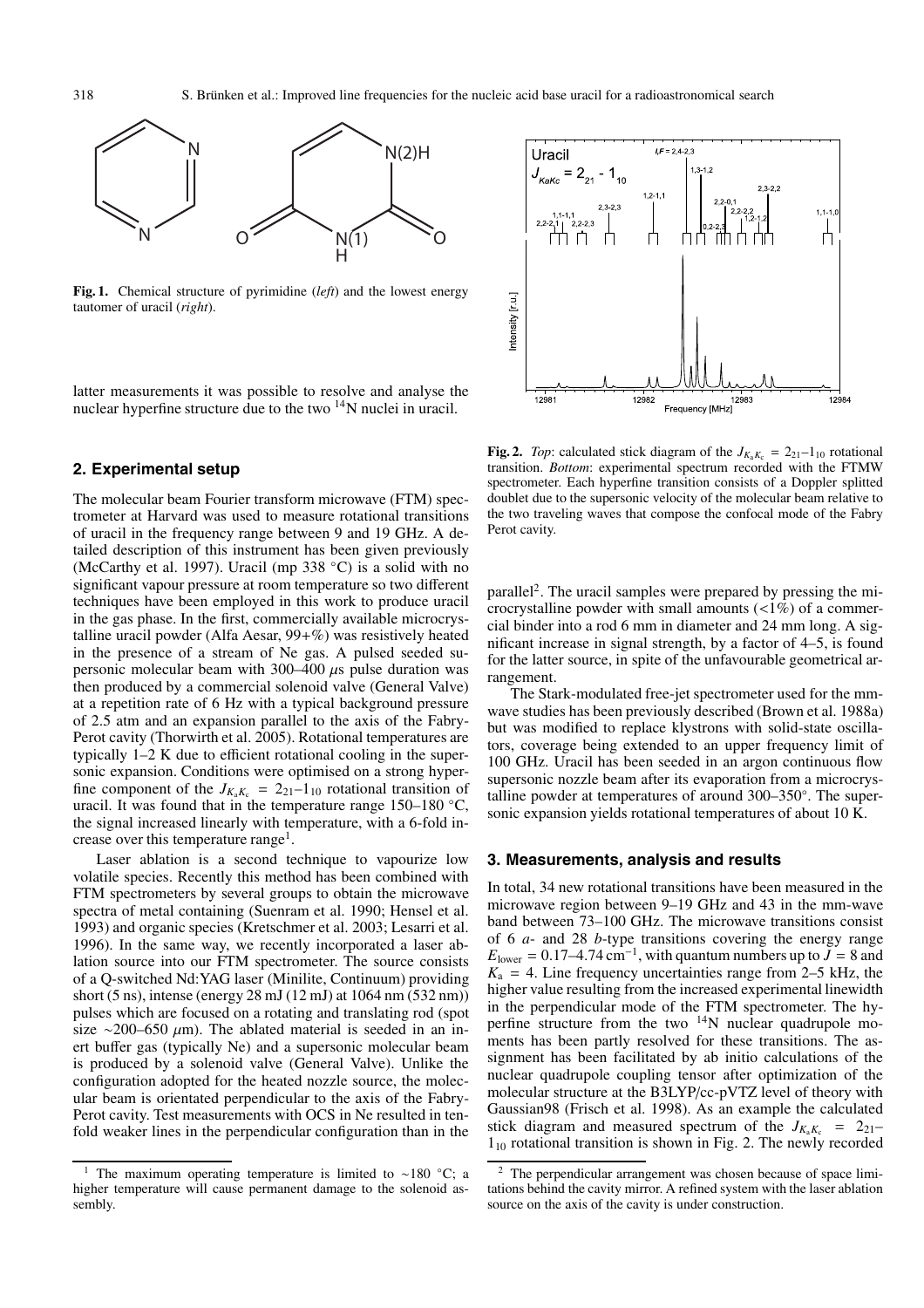**Fig. 1.** Chemical structure of pyrimidine (*left*) and the lowest energy tautomer of uracil (*right*).

latter measurements it was possible to resolve and analyse the nuclear hyperfine structure due to the two $^{14}$N nuclei in uracil.

## 2. Experimental setup

The molecular beam Fourier transform microwave (FTM) spectrometer at Harvard was used to measure rotational transitions of uracil in the frequency range between 9 and 19 GHz. A detailed description of this instrument has been given previously (McCarthy et al. 1997). Uracil (mp 338 °C) is a solid with no significant vapour pressure at room temperature so two different techniques have been employed in this work to produce uracil in the gas phase. In the first, commercially available microcrystalline uracil powder (Alfa Aesar, 99+%) was resistively heated in the presence of a stream of Ne gas. A pulsed seeded supersonic molecular beam with 300–400 $\mu$s pulse duration was then produced by a commercial solenoid valve (General Valve) at a repetition rate of 6 Hz with a typical background pressure of 2.5 atm and an expansion parallel to the axis of the Fabry-Perot cavity (Thorwirth et al. 2005). Rotational temperatures are typically 1–2 K due to efficient rotational cooling in the supersonic expansion. Conditions were optimised on a strong hyperfine component of the $J_{K_aK_c} = 2_{21}$–$1_{10}$ rotational transition of uracil. It was found that in the temperature range 150–180 °C, the signal increased linearly with temperature, with a 6-fold increase over this temperature range[1].

Laser ablation is a second technique to vapourize low volatile species. Recently this method has been combined with FTM spectrometers by several groups to obtain the microwave spectra of metal containing (Suenram et al. 1990; Hensel et al. 1993) and organic species (Kretschmer et al. 2003; Lesarri et al. 1996). In the same way, we recently incorporated a laser ablation source into our FTM spectrometer. The source consists of a Q-switched Nd:YAG laser (Minilite, Continuum) providing short (5 ns), intense (energy 28 mJ (12 mJ) at 1064 nm (532 nm)) pulses which are focused on a rotating and translating rod (spot size ∼200–650 $\mu$m). The ablated material is seeded in an inert buffer gas (typically Ne) and a supersonic molecular beam is produced by a solenoid valve (General Valve). Unlike the configuration adopted for the heated nozzle source, the molecular beam is orientated perpendicular to the axis of the Fabry-Perot cavity. Test measurements with OCS in Ne resulted in tenfold weaker lines in the perpendicular configuration than in the parallel[2]. The uracil samples were prepared by pressing the microcrystalline powder with small amounts (<1%) of a commercial binder into a rod 6 mm in diameter and 24 mm long. A significant increase in signal strength, by a factor of 4–5, is found for the latter source, in spite of the unfavourable geometrical arrangement.

The Stark-modulated free-jet spectrometer used for the mm-wave studies has been previously described (Brown et al. 1988a) but was modified to replace klystrons with solid-state oscillators, coverage being extended to an upper frequency limit of 100 GHz. Uracil has been seeded in an argon continuous flow supersonic nozzle beam after its evaporation from a microcrystalline powder at temperatures of around 300–350°. The supersonic expansion yields rotational temperatures of about 10 K.

[1] The maximum operating temperature is limited to ∼180 °C; a higher temperature will cause permanent damage to the solenoid assembly.

[2] The perpendicular arrangement was chosen because of space limitations behind the cavity mirror. A refined system with the laser ablation source on the axis of the cavity is under construction.

**Fig. 2.** *Top*: calculated stick diagram of the $J_{K_aK_c} = 2_{21}$–$1_{10}$ rotational transition. *Bottom*: experimental spectrum recorded with the FTMW spectrometer. Each hyperfine transition consists of a Doppler splitted doublet due to the supersonic velocity of the molecular beam relative to the two traveling waves that compose the confocal mode of the Fabry Perot cavity.

## 3. Measurements, analysis and results

In total, 34 new rotational transitions have been measured in the microwave region between 9–19 GHz and 43 in the mm-wave band between 73–100 GHz. The microwave transitions consist of 6 *a*- and 28 *b*-type transitions covering the energy range $E_{\rm lower} = 0.17$–$4.74\,{\rm cm}^{-1}$, with quantum numbers up to $J = 8$ and $K_a = 4$. Line frequency uncertainties range from 2–5 kHz, the higher value resulting from the increased experimental linewidth in the perpendicular mode of the FTM spectrometer. The hyperfine structure from the two $^{14}$N nuclear quadrupole moments has been partly resolved for these transitions. The assignment has been facilitated by ab initio calculations of the nuclear quadrupole coupling tensor after optimization of the molecular structure at the B3LYP/cc-pVTZ level of theory with Gaussian98 (Frisch et al. 1998). As an example the calculated stick diagram and measured spectrum of the $J_{K_aK_c} = 2_{21}$–$1_{10}$ rotational transition is shown in Fig. 2. The newly recorded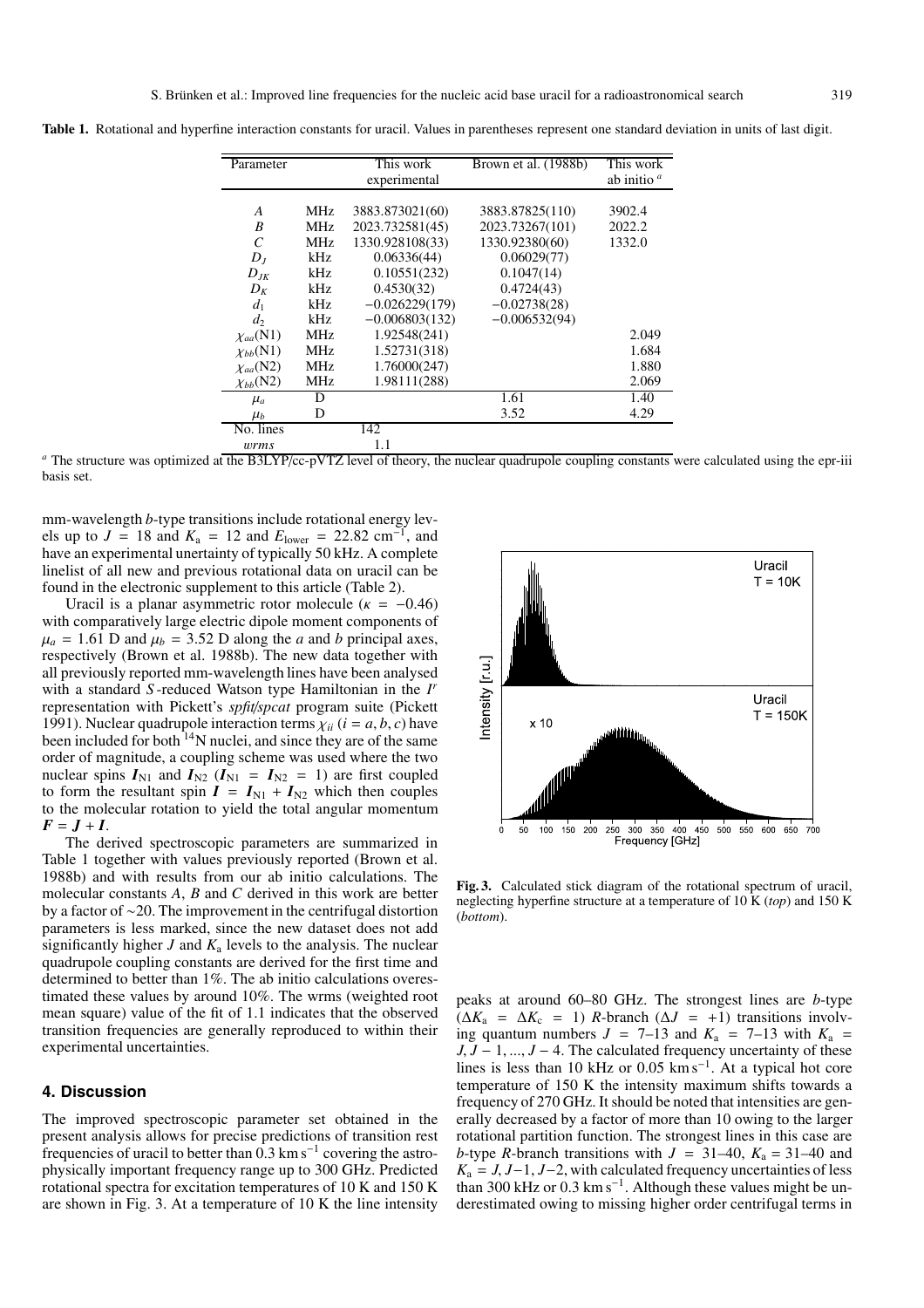**Table 1.** Rotational and hyperfine interaction constants for uracil. Values in parentheses represent one standard deviation in units of last digit.

| Parameter | | This work experimental | Brown et al. (1988b) | This work ab initio [a] |
|---|---|---|---|---|
| $A$ | MHz | 3883.873021(60) | 3883.87825(110) | 3902.4 |
| $B$ | MHz | 2023.732581(45) | 2023.73267(101) | 2022.2 |
| $C$ | MHz | 1330.928108(33) | 1330.92380(60) | 1332.0 |
| $D_J$ | kHz | 0.06336(44) | 0.06029(77) | |
| $D_{JK}$ | kHz | 0.10551(232) | 0.1047(14) | |
| $D_K$ | kHz | 0.4530(32) | 0.4724(43) | |
| $d_1$ | kHz | −0.026229(179) | −0.02738(28) | |
| $d_2$ | kHz | −0.006803(132) | −0.006532(94) | |
| $\chi_{aa}$(N1) | MHz | 1.92548(241) | | 2.049 |
| $\chi_{bb}$(N1) | MHz | 1.52731(318) | | 1.684 |
| $\chi_{aa}$(N2) | MHz | 1.76000(247) | | 1.880 |
| $\chi_{bb}$(N2) | MHz | 1.98111(288) | | 2.069 |
| $\mu_a$ | D | | 1.61 | 1.40 |
| $\mu_b$ | D | | 3.52 | 4.29 |
| No. lines | | 142 | | |
| *wrms* | | 1.1 | | |

[a] The structure was optimized at the B3LYP/cc-pVTZ level of theory, the nuclear quadrupole coupling constants were calculated using the epr-iii basis set.

mm-wavelength $b$-type transitions include rotational energy levels up to $J = 18$ and $K_a = 12$ and $E_{\text{lower}} = 22.82$ cm$^{-1}$, and have an experimental uncertainty of typically 50 kHz. A complete linelist of all new and previous rotational data on uracil can be found in the electronic supplement to this article (Table 2).

Uracil is a planar asymmetric rotor molecule ($\kappa = -0.46$) with comparatively large electric dipole moment components of $\mu_a = 1.61$ D and $\mu_b = 3.52$ D along the $a$ and $b$ principal axes, respectively (Brown et al. 1988b). The new data together with all previously reported mm-wavelength lines have been analysed with a standard $S$-reduced Watson type Hamiltonian in the $I^r$ representation with Pickett's *spfit/spcat* program suite (Pickett 1991). Nuclear quadrupole interaction terms $\chi_{ii}$ ($i = a, b, c$) have been included for both $^{14}$N nuclei, and since they are of the same order of magnitude, a coupling scheme was used where the two nuclear spins $\boldsymbol{I}_{N1}$ and $\boldsymbol{I}_{N2}$ ($\boldsymbol{I}_{N1} = \boldsymbol{I}_{N2} = 1$) are first coupled to form the resultant spin $\boldsymbol{I} = \boldsymbol{I}_{N1} + \boldsymbol{I}_{N2}$ which then couples to the molecular rotation to yield the total angular momentum $\boldsymbol{F} = \boldsymbol{J} + \boldsymbol{I}$.

The derived spectroscopic parameters are summarized in Table 1 together with values previously reported (Brown et al. 1988b) and with results from our ab initio calculations. The molecular constants $A$, $B$ and $C$ derived in this work are better by a factor of ∼20. The improvement in the centrifugal distortion parameters is less marked, since the new dataset does not add significantly higher $J$ and $K_a$ levels to the analysis. The nuclear quadrupole coupling constants are derived for the first time and determined to better than 1%. The ab initio calculations overestimated these values by around 10%. The wrms (weighted root mean square) value of the fit of 1.1 indicates that the observed transition frequencies are generally reproduced to within their experimental uncertainties.

## 4. Discussion

The improved spectroscopic parameter set obtained in the present analysis allows for precise predictions of transition rest frequencies of uracil to better than 0.3 km s$^{-1}$ covering the astrophysically important frequency range up to 300 GHz. Predicted rotational spectra for excitation temperatures of 10 K and 150 K are shown in Fig. 3. At a temperature of 10 K the line intensity peaks at around 60–80 GHz. The strongest lines are $b$-type ($\Delta K_a = \Delta K_c = 1$) $R$-branch ($\Delta J = +1$) transitions involving quantum numbers $J = 7$–$13$ and $K_a = 7$–$13$ with $K_a = J, J-1, ..., J-4$. The calculated frequency uncertainty of these lines is less than 10 kHz or 0.05 km s$^{-1}$. At a typical hot core temperature of 150 K the intensity maximum shifts towards a frequency of 270 GHz. It should be noted that intensities are generally decreased by a factor of more than 10 owing to the larger rotational partition function. The strongest lines in this case are $b$-type $R$-branch transitions with $J = 31$–$40$, $K_a = 31$–$40$ and $K_a = J, J-1, J-2$, with calculated frequency uncertainties of less than 300 kHz or 0.3 km s$^{-1}$. Although these values might be underestimated owing to missing higher order centrifugal terms in

**Fig. 3.** Calculated stick diagram of the rotational spectrum of uracil, neglecting hyperfine structure at a temperature of 10 K (*top*) and 150 K (*bottom*).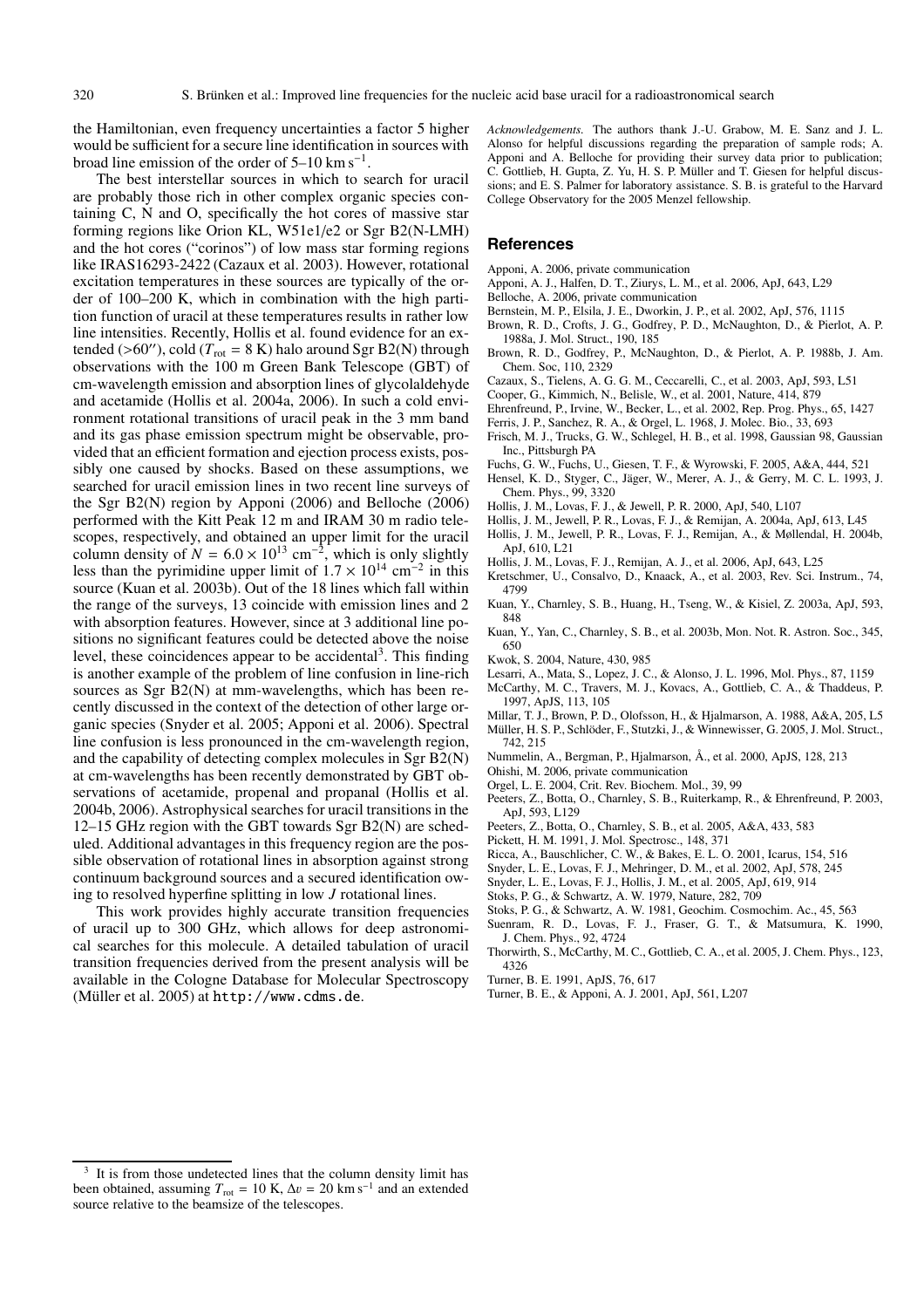the Hamiltonian, even frequency uncertainties a factor 5 higher would be sufficient for a secure line identification in sources with broad line emission of the order of 5–10 km s$^{-1}$.

The best interstellar sources in which to search for uracil are probably those rich in other complex organic species containing C, N and O, specifically the hot cores of massive star forming regions like Orion KL, W51e1/e2 or Sgr B2(N-LMH) and the hot cores ("corinos") of low mass star forming regions like IRAS16293-2422 (Cazaux et al. 2003). However, rotational excitation temperatures in these sources are typically of the order of 100–200 K, which in combination with the high partition function of uracil at these temperatures results in rather low line intensities. Recently, Hollis et al. found evidence for an extended (>60″), cold ($T_{\rm rot}$ = 8 K) halo around Sgr B2(N) through observations with the 100 m Green Bank Telescope (GBT) of cm-wavelength emission and absorption lines of glycolaldehyde and acetamide (Hollis et al. 2004a, 2006). In such a cold environment rotational transitions of uracil peak in the 3 mm band and its gas phase emission spectrum might be observable, provided that an efficient formation and ejection process exists, possibly one caused by shocks. Based on these assumptions, we searched for uracil emission lines in two recent line surveys of the Sgr B2(N) region by Apponi (2006) and Belloche (2006) performed with the Kitt Peak 12 m and IRAM 30 m radio telescopes, respectively, and obtained an upper limit for the uracil column density of $N = 6.0 \times 10^{13}$ cm$^{-2}$, which is only slightly less than the pyrimidine upper limit of $1.7 \times 10^{14}$ cm$^{-2}$ in this source (Kuan et al. 2003b). Out of the 18 lines which fall within the range of the surveys, 13 coincide with emission lines and 2 with absorption features. However, since at 3 additional line positions no significant features could be detected above the noise level, these coincidences appear to be accidental[3]. This finding is another example of the problem of line confusion in line-rich sources as Sgr B2(N) at mm-wavelengths, which has been recently discussed in the context of the detection of other large organic species (Snyder et al. 2005; Apponi et al. 2006). Spectral line confusion is less pronounced in the cm-wavelength region, and the capability of detecting complex molecules in Sgr B2(N) at cm-wavelengths has been recently demonstrated by GBT observations of acetamide, propenal and propanal (Hollis et al. 2004b, 2006). Astrophysical searches for uracil transitions in the 12–15 GHz region with the GBT towards Sgr B2(N) are scheduled. Additional advantages in this frequency region are the possible observation of rotational lines in absorption against strong continuum background sources and a secured identification owing to resolved hyperfine splitting in low $J$ rotational lines.

This work provides highly accurate transition frequencies of uracil up to 300 GHz, which allows for deep astronomical searches for this molecule. A detailed tabulation of uracil transition frequencies derived from the present analysis will be available in the Cologne Database for Molecular Spectroscopy (Müller et al. 2005) at `http://www.cdms.de`.

[3] It is from those undetected lines that the column density limit has been obtained, assuming $T_{\rm rot}$ = 10 K, $\Delta v$ = 20 km s$^{-1}$ and an extended source relative to the beamsize of the telescopes.

*Acknowledgements.* The authors thank J.-U. Grabow, M. E. Sanz and J. L. Alonso for helpful discussions regarding the preparation of sample rods; A. Apponi and A. Belloche for providing their survey data prior to publication; C. Gottlieb, H. Gupta, Z. Yu, H. S. P. Müller and T. Giesen for helpful discussions; and E. S. Palmer for laboratory assistance. S. B. is grateful to the Harvard College Observatory for the 2005 Menzel fellowship.

## References

Apponi, A. 2006, private communication
Apponi, A. J., Halfen, D. T., Ziurys, L. M., et al. 2006, ApJ, 643, L29
Belloche, A. 2006, private communication
Bernstein, M. P., Elsila, J. E., Dworkin, J. P., et al. 2002, ApJ, 576, 1115
Brown, R. D., Crofts, J. G., Godfrey, P. D., McNaughton, D., & Pierlot, A. P. 1988a, J. Mol. Struct., 190, 185
Brown, R. D., Godfrey, P., McNaughton, D., & Pierlot, A. P. 1988b, J. Am. Chem. Soc, 110, 2329
Cazaux, S., Tielens, A. G. G. M., Ceccarelli, C., et al. 2003, ApJ, 593, L51
Cooper, G., Kimmich, N., Belisle, W., et al. 2001, Nature, 414, 879
Ehrenfreund, P., Irvine, W., Becker, L., et al. 2002, Rep. Prog. Phys., 65, 1427
Ferris, J. P., Sanchez, R. A., & Orgel, L. 1968, J. Molec. Bio., 33, 693
Frisch, M. J., Trucks, G. W., Schlegel, H. B., et al. 1998, Gaussian 98, Gaussian Inc., Pittsburgh PA
Fuchs, G. W., Fuchs, U., Giesen, T. F., & Wyrowski, F. 2005, A&A, 444, 521
Hensel, K. D., Styger, C., Jäger, W., Merer, A. J., & Gerry, M. C. L. 1993, J. Chem. Phys., 99, 3320
Hollis, J. M., Lovas, F. J., & Jewell, P. R. 2000, ApJ, 540, L107
Hollis, J. M., Jewell, P. R., Lovas, F. J., & Remijan, A. 2004a, ApJ, 613, L45
Hollis, J. M., Jewell, P. R., Lovas, F. J., Remijan, A., & Møllendal, H. 2004b, ApJ, 610, L21
Hollis, J. M., Lovas, F. J., Remijan, A. J., et al. 2006, ApJ, 643, L25
Kretschmer, U., Consalvo, D., Knaack, A., et al. 2003, Rev. Sci. Instrum., 74, 4799
Kuan, Y., Charnley, S. B., Huang, H., Tseng, W., & Kisiel, Z. 2003a, ApJ, 593, 848
Kuan, Y., Yan, C., Charnley, S. B., et al. 2003b, Mon. Not. R. Astron. Soc., 345, 650
Kwok, S. 2004, Nature, 430, 985
Lesarri, A., Mata, S., Lopez, J. C., & Alonso, J. L. 1996, Mol. Phys., 87, 1159
McCarthy, M. C., Travers, M. J., Kovacs, A., Gottlieb, C. A., & Thaddeus, P. 1997, ApJS, 113, 105
Millar, T. J., Brown, P. D., Olofsson, H., & Hjalmarson, A. 1988, A&A, 205, L5
Müller, H. S. P., Schlöder, F., Stutzki, J., & Winnewisser, G. 2005, J. Mol. Struct., 742, 215
Nummelin, A., Bergman, P., Hjalmarson, Å., et al. 2000, ApJS, 128, 213
Ohishi, M. 2006, private communication
Orgel, L. E. 2004, Crit. Rev. Biochem. Mol., 39, 99
Peeters, Z., Botta, O., Charnley, S. B., Ruiterkamp, R., & Ehrenfreund, P. 2003, ApJ, 593, L129
Peeters, Z., Botta, O., Charnley, S. B., et al. 2005, A&A, 433, 583
Pickett, H. M. 1991, J. Mol. Spectrosc., 148, 371
Ricca, A., Bauschlicher, C. W., & Bakes, E. L. O. 2001, Icarus, 154, 516
Snyder, L. E., Lovas, F. J., Mehringer, D. M., et al. 2002, ApJ, 578, 245
Snyder, L. E., Lovas, F. J., Hollis, J. M., et al. 2005, ApJ, 619, 914
Stoks, P. G., & Schwartz, A. W. 1979, Nature, 282, 709
Stoks, P. G., & Schwartz, A. W. 1981, Geochim. Cosmochim. Ac., 45, 563
Suenram, R. D., Lovas, F. J., Fraser, G. T., & Matsumura, K. 1990, J. Chem. Phys., 92, 4724
Thorwirth, S., McCarthy, M. C., Gottlieb, C. A., et al. 2005, J. Chem. Phys., 123, 4326
Turner, B. E. 1991, ApJS, 76, 617
Turner, B. E., & Apponi, A. J. 2001, ApJ, 561, L207